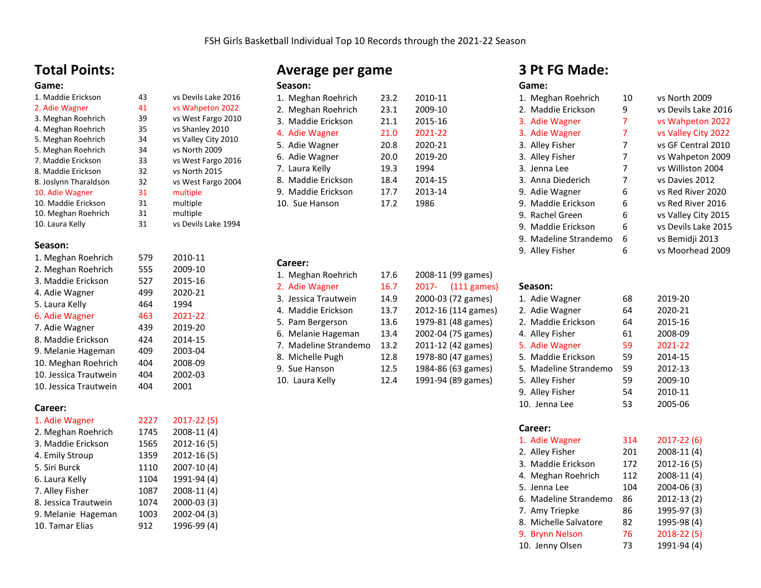FSH Girls Basketball Individual Top 10 Records through the 2021-22 Season

## Total Points:

### Game:

| Rank | Player | Points | Opponent |
|---|---|---|---|
| 1. | Maddie Erickson | 43 | vs Devils Lake 2016 |
| 2. | Adie Wagner | 41 | vs Wahpeton 2022 |
| 3. | Meghan Roehrich | 39 | vs West Fargo 2010 |
| 4. | Meghan Roehrich | 35 | vs Shanley 2010 |
| 5. | Meghan Roehrich | 34 | vs Valley City 2010 |
| 5. | Meghan Roehrich | 34 | vs North 2009 |
| 7. | Maddie Erickson | 33 | vs West Fargo 2016 |
| 8. | Maddie Erickson | 32 | vs North 2015 |
| 8. | Joslynn Tharaldson | 32 | vs West Fargo 2004 |
| 10. | Adie Wagner | 31 | multiple |
| 10. | Maddie Erickson | 31 | multiple |
| 10. | Meghan Roehrich | 31 | multiple |
| 10. | Laura Kelly | 31 | vs Devils Lake 1994 |

### Season:

| Rank | Player | Points | Season |
|---|---|---|---|
| 1. | Meghan Roehrich | 579 | 2010-11 |
| 2. | Meghan Roehrich | 555 | 2009-10 |
| 3. | Maddie Erickson | 527 | 2015-16 |
| 4. | Adie Wagner | 499 | 2020-21 |
| 5. | Laura Kelly | 464 | 1994 |
| 6. | Adie Wagner | 463 | 2021-22 |
| 7. | Adie Wagner | 439 | 2019-20 |
| 8. | Maddie Erickson | 424 | 2014-15 |
| 9. | Melanie Hageman | 409 | 2003-04 |
| 10. | Meghan Roehrich | 404 | 2008-09 |
| 10. | Jessica Trautwein | 404 | 2002-03 |
| 10. | Jessica Trautwein | 404 | 2001 |

### Career:

| Rank | Player | Points | Years |
|---|---|---|---|
| 1. | Adie Wagner | 2227 | 2017-22 (5) |
| 2. | Meghan Roehrich | 1745 | 2008-11 (4) |
| 3. | Maddie Erickson | 1565 | 2012-16 (5) |
| 4. | Emily Stroup | 1359 | 2012-16 (5) |
| 5. | Siri Burck | 1110 | 2007-10 (4) |
| 6. | Laura Kelly | 1104 | 1991-94 (4) |
| 7. | Alley Fisher | 1087 | 2008-11 (4) |
| 8. | Jessica Trautwein | 1074 | 2000-03 (3) |
| 9. | Melanie Hageman | 1003 | 2002-04 (3) |
| 10. | Tamar Elias | 912 | 1996-99 (4) |

## Average per game

### Season:

| Rank | Player | Average | Season |
|---|---|---|---|
| 1. | Meghan Roehrich | 23.2 | 2010-11 |
| 2. | Meghan Roehrich | 23.1 | 2009-10 |
| 3. | Maddie Erickson | 21.1 | 2015-16 |
| 4. | Adie Wagner | 21.0 | 2021-22 |
| 5. | Adie Wagner | 20.8 | 2020-21 |
| 6. | Adie Wagner | 20.0 | 2019-20 |
| 7. | Laura Kelly | 19.3 | 1994 |
| 8. | Maddie Erickson | 18.4 | 2014-15 |
| 9. | Maddie Erickson | 17.7 | 2013-14 |
| 10. | Sue Hanson | 17.2 | 1986 |

### Career:

| Rank | Player | Average | Years |
|---|---|---|---|
| 1. | Meghan Roehrich | 17.6 | 2008-11 (99 games) |
| 2. | Adie Wagner | 16.7 | 2017- (111 games) |
| 3. | Jessica Trautwein | 14.9 | 2000-03 (72 games) |
| 4. | Maddie Erickson | 13.7 | 2012-16 (114 games) |
| 5. | Pam Bergerson | 13.6 | 1979-81 (48 games) |
| 6. | Melanie Hageman | 13.4 | 2002-04 (75 games) |
| 7. | Madeline Strandemo | 13.2 | 2011-12 (42 games) |
| 8. | Michelle Pugh | 12.8 | 1978-80 (47 games) |
| 9. | Sue Hanson | 12.5 | 1984-86 (63 games) |
| 10. | Laura Kelly | 12.4 | 1991-94 (89 games) |

## 3 Pt FG Made:

### Game:

| Rank | Player | Made | Opponent |
|---|---|---|---|
| 1. | Meghan Roehrich | 10 | vs North 2009 |
| 2. | Maddie Erickson | 9 | vs Devils Lake 2016 |
| 3. | Adie Wagner | 7 | vs Wahpeton 2022 |
| 3. | Adie Wagner | 7 | vs Valley City 2022 |
| 3. | Alley Fisher | 7 | vs GF Central 2010 |
| 3. | Alley Fisher | 7 | vs Wahpeton 2009 |
| 3. | Jenna Lee | 7 | vs Williston 2004 |
| 3. | Anna Diederich | 7 | vs Davies 2012 |
| 9. | Adie Wagner | 6 | vs Red River 2020 |
| 9. | Maddie Erickson | 6 | vs Red River 2016 |
| 9. | Rachel Green | 6 | vs Valley City 2015 |
| 9. | Maddie Erickson | 6 | vs Devils Lake 2015 |
| 9. | Madeline Strandemo | 6 | vs Bemidji 2013 |
| 9. | Alley Fisher | 6 | vs Moorhead 2009 |

### Season:

| Rank | Player | Made | Season |
|---|---|---|---|
| 1. | Adie Wagner | 68 | 2019-20 |
| 2. | Adie Wagner | 64 | 2020-21 |
| 2. | Maddie Erickson | 64 | 2015-16 |
| 4. | Alley Fisher | 61 | 2008-09 |
| 5. | Adie Wagner | 59 | 2021-22 |
| 5. | Maddie Erickson | 59 | 2014-15 |
| 5. | Madeline Strandemo | 59 | 2012-13 |
| 5. | Alley Fisher | 59 | 2009-10 |
| 9. | Alley Fisher | 54 | 2010-11 |
| 10. | Jenna Lee | 53 | 2005-06 |

### Career:

| Rank | Player | Made | Years |
|---|---|---|---|
| 1. | Adie Wagner | 314 | 2017-22 (6) |
| 2. | Alley Fisher | 201 | 2008-11 (4) |
| 3. | Maddie Erickson | 172 | 2012-16 (5) |
| 4. | Meghan Roehrich | 112 | 2008-11 (4) |
| 5. | Jenna Lee | 104 | 2004-06 (3) |
| 6. | Madeline Strandemo | 86 | 2012-13 (2) |
| 7. | Amy Triepke | 86 | 1995-97 (3) |
| 8. | Michelle Salvatore | 82 | 1995-98 (4) |
| 9. | Brynn Nelson | 76 | 2018-22 (5) |
| 10. | Jenny Olsen | 73 | 1991-94 (4) |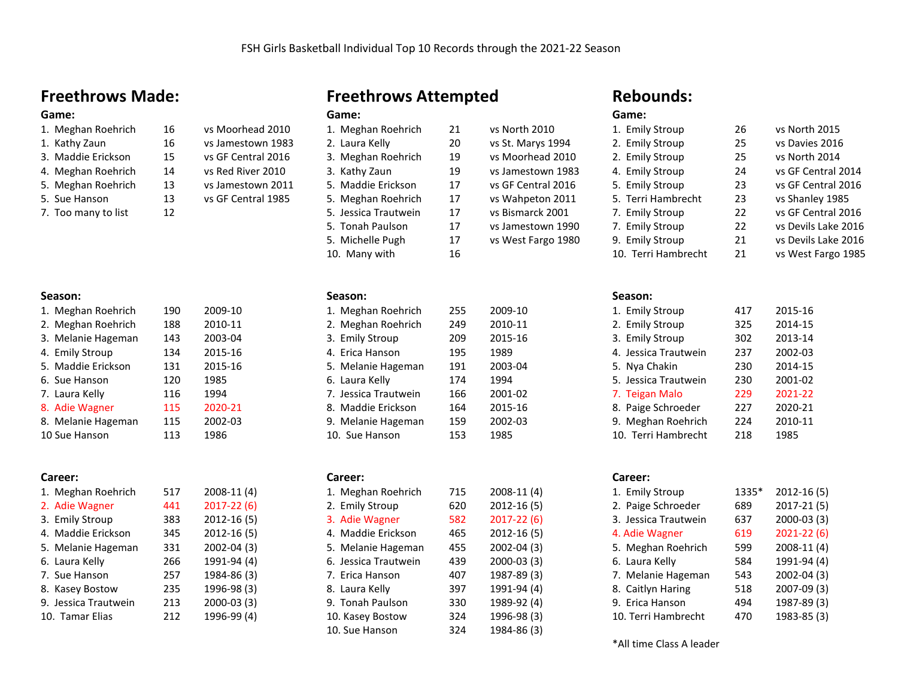FSH Girls Basketball Individual Top 10 Records through the 2021-22 Season

## Freethrows Made:

### Game:

| Rank | Name | Total | Opponent |
|---|---|---|---|
| 1. | Meghan Roehrich | 16 | vs Moorhead 2010 |
| 1. | Kathy Zaun | 16 | vs Jamestown 1983 |
| 3. | Maddie Erickson | 15 | vs GF Central 2016 |
| 4. | Meghan Roehrich | 14 | vs Red River 2010 |
| 5. | Meghan Roehrich | 13 | vs Jamestown 2011 |
| 5. | Sue Hanson | 13 | vs GF Central 1985 |
| 7. | Too many to list | 12 | |

### Season:

| Rank | Name | Total | Season |
|---|---|---|---|
| 1. | Meghan Roehrich | 190 | 2009-10 |
| 2. | Meghan Roehrich | 188 | 2010-11 |
| 3. | Melanie Hageman | 143 | 2003-04 |
| 4. | Emily Stroup | 134 | 2015-16 |
| 5. | Maddie Erickson | 131 | 2015-16 |
| 6. | Sue Hanson | 120 | 1985 |
| 7. | Laura Kelly | 116 | 1994 |
| 8. | Adie Wagner | 115 | 2020-21 |
| 8. | Melanie Hageman | 115 | 2002-03 |
| 10 | Sue Hanson | 113 | 1986 |

### Career:

| Rank | Name | Total | Years |
|---|---|---|---|
| 1. | Meghan Roehrich | 517 | 2008-11 (4) |
| 2. | Adie Wagner | 441 | 2017-22 (6) |
| 3. | Emily Stroup | 383 | 2012-16 (5) |
| 4. | Maddie Erickson | 345 | 2012-16 (5) |
| 5. | Melanie Hageman | 331 | 2002-04 (3) |
| 6. | Laura Kelly | 266 | 1991-94 (4) |
| 7. | Sue Hanson | 257 | 1984-86 (3) |
| 8. | Kasey Bostow | 235 | 1996-98 (3) |
| 9. | Jessica Trautwein | 213 | 2000-03 (3) |
| 10. | Tamar Elias | 212 | 1996-99 (4) |

## Freethrows Attempted

### Game:

| Rank | Name | Total | Opponent |
|---|---|---|---|
| 1. | Meghan Roehrich | 21 | vs North 2010 |
| 2. | Laura Kelly | 20 | vs St. Marys 1994 |
| 3. | Meghan Roehrich | 19 | vs Moorhead 2010 |
| 3. | Kathy Zaun | 19 | vs Jamestown 1983 |
| 5. | Maddie Erickson | 17 | vs GF Central 2016 |
| 5. | Meghan Roehrich | 17 | vs Wahpeton 2011 |
| 5. | Jessica Trautwein | 17 | vs Bismarck 2001 |
| 5. | Tonah Paulson | 17 | vs Jamestown 1990 |
| 5. | Michelle Pugh | 17 | vs West Fargo 1980 |
| 10. | Many with | 16 | |

### Season:

| Rank | Name | Total | Season |
|---|---|---|---|
| 1. | Meghan Roehrich | 255 | 2009-10 |
| 2. | Meghan Roehrich | 249 | 2010-11 |
| 3. | Emily Stroup | 209 | 2015-16 |
| 4. | Erica Hanson | 195 | 1989 |
| 5. | Melanie Hageman | 191 | 2003-04 |
| 6. | Laura Kelly | 174 | 1994 |
| 7. | Jessica Trautwein | 166 | 2001-02 |
| 8. | Maddie Erickson | 164 | 2015-16 |
| 9. | Melanie Hageman | 159 | 2002-03 |
| 10. | Sue Hanson | 153 | 1985 |

### Career:

| Rank | Name | Total | Years |
|---|---|---|---|
| 1. | Meghan Roehrich | 715 | 2008-11 (4) |
| 2. | Emily Stroup | 620 | 2012-16 (5) |
| 3. | Adie Wagner | 582 | 2017-22 (6) |
| 4. | Maddie Erickson | 465 | 2012-16 (5) |
| 5. | Melanie Hageman | 455 | 2002-04 (3) |
| 6. | Jessica Trautwein | 439 | 2000-03 (3) |
| 7. | Erica Hanson | 407 | 1987-89 (3) |
| 8. | Laura Kelly | 397 | 1991-94 (4) |
| 9. | Tonah Paulson | 330 | 1989-92 (4) |
| 10. | Kasey Bostow | 324 | 1996-98 (3) |
| 10. | Sue Hanson | 324 | 1984-86 (3) |

## Rebounds:

### Game:

| Rank | Name | Total | Opponent |
|---|---|---|---|
| 1. | Emily Stroup | 26 | vs North 2015 |
| 2. | Emily Stroup | 25 | vs Davies 2016 |
| 2. | Emily Stroup | 25 | vs North 2014 |
| 4. | Emily Stroup | 24 | vs GF Central 2014 |
| 5. | Emily Stroup | 23 | vs GF Central 2016 |
| 5. | Terri Hambrecht | 23 | vs Shanley 1985 |
| 7. | Emily Stroup | 22 | vs GF Central 2016 |
| 7. | Emily Stroup | 22 | vs Devils Lake 2016 |
| 9. | Emily Stroup | 21 | vs Devils Lake 2016 |
| 10. | Terri Hambrecht | 21 | vs West Fargo 1985 |

### Season:

| Rank | Name | Total | Season |
|---|---|---|---|
| 1. | Emily Stroup | 417 | 2015-16 |
| 2. | Emily Stroup | 325 | 2014-15 |
| 3. | Emily Stroup | 302 | 2013-14 |
| 4. | Jessica Trautwein | 237 | 2002-03 |
| 5. | Nya Chakin | 230 | 2014-15 |
| 5. | Jessica Trautwein | 230 | 2001-02 |
| 7. | Teigan Malo | 229 | 2021-22 |
| 8. | Paige Schroeder | 227 | 2020-21 |
| 9. | Meghan Roehrich | 224 | 2010-11 |
| 10. | Terri Hambrecht | 218 | 1985 |

### Career:

| Rank | Name | Total | Years |
|---|---|---|---|
| 1. | Emily Stroup | 1335* | 2012-16 (5) |
| 2. | Paige Schroeder | 689 | 2017-21 (5) |
| 3. | Jessica Trautwein | 637 | 2000-03 (3) |
| 4. | Adie Wagner | 619 | 2021-22 (6) |
| 5. | Meghan Roehrich | 599 | 2008-11 (4) |
| 6. | Laura Kelly | 584 | 1991-94 (4) |
| 7. | Melanie Hageman | 543 | 2002-04 (3) |
| 8. | Caitlyn Haring | 518 | 2007-09 (3) |
| 9. | Erica Hanson | 494 | 1987-89 (3) |
| 10. | Terri Hambrecht | 470 | 1983-85 (3) |

*All time Class A leader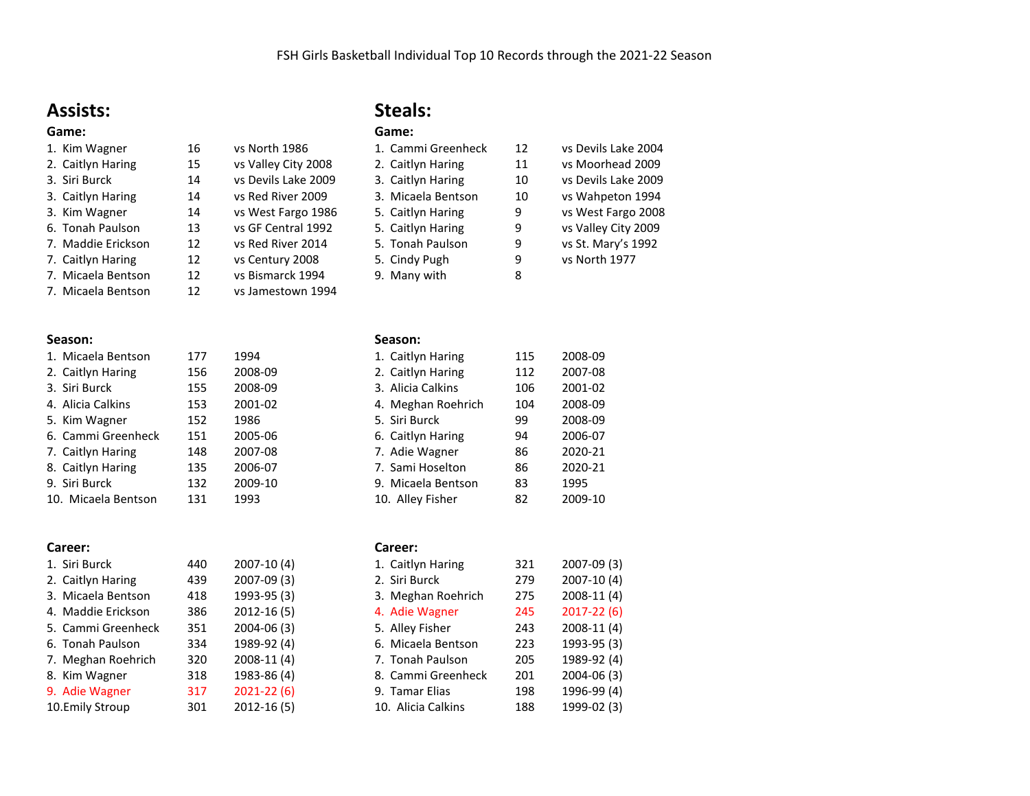FSH Girls Basketball Individual Top 10 Records through the 2021-22 Season

## Assists:

### Game:

| Rank | Name | Assists | Opponent/Year |
|---|---|---|---|
| 1. | Kim Wagner | 16 | vs North 1986 |
| 2. | Caitlyn Haring | 15 | vs Valley City 2008 |
| 3. | Siri Burck | 14 | vs Devils Lake 2009 |
| 3. | Caitlyn Haring | 14 | vs Red River 2009 |
| 3. | Kim Wagner | 14 | vs West Fargo 1986 |
| 6. | Tonah Paulson | 13 | vs GF Central 1992 |
| 7. | Maddie Erickson | 12 | vs Red River 2014 |
| 7. | Caitlyn Haring | 12 | vs Century 2008 |
| 7. | Micaela Bentson | 12 | vs Bismarck 1994 |
| 7. | Micaela Bentson | 12 | vs Jamestown 1994 |

### Season:

| Rank | Name | Assists | Season |
|---|---|---|---|
| 1. | Micaela Bentson | 177 | 1994 |
| 2. | Caitlyn Haring | 156 | 2008-09 |
| 3. | Siri Burck | 155 | 2008-09 |
| 4. | Alicia Calkins | 153 | 2001-02 |
| 5. | Kim Wagner | 152 | 1986 |
| 6. | Cammi Greenheck | 151 | 2005-06 |
| 7. | Caitlyn Haring | 148 | 2007-08 |
| 8. | Caitlyn Haring | 135 | 2006-07 |
| 9. | Siri Burck | 132 | 2009-10 |
| 10. | Micaela Bentson | 131 | 1993 |

### Career:

| Rank | Name | Assists | Years |
|---|---|---|---|
| 1. | Siri Burck | 440 | 2007-10 (4) |
| 2. | Caitlyn Haring | 439 | 2007-09 (3) |
| 3. | Micaela Bentson | 418 | 1993-95 (3) |
| 4. | Maddie Erickson | 386 | 2012-16 (5) |
| 5. | Cammi Greenheck | 351 | 2004-06 (3) |
| 6. | Tonah Paulson | 334 | 1989-92 (4) |
| 7. | Meghan Roehrich | 320 | 2008-11 (4) |
| 8. | Kim Wagner | 318 | 1983-86 (4) |
| 9. | Adie Wagner | 317 | 2021-22 (6) |
| 10. | Emily Stroup | 301 | 2012-16 (5) |

## Steals:

### Game:

| Rank | Name | Steals | Opponent/Year |
|---|---|---|---|
| 1. | Cammi Greenheck | 12 | vs Devils Lake 2004 |
| 2. | Caitlyn Haring | 11 | vs Moorhead 2009 |
| 3. | Caitlyn Haring | 10 | vs Devils Lake 2009 |
| 3. | Micaela Bentson | 10 | vs Wahpeton 1994 |
| 5. | Caitlyn Haring | 9 | vs West Fargo 2008 |
| 5. | Caitlyn Haring | 9 | vs Valley City 2009 |
| 5. | Tonah Paulson | 9 | vs St. Mary's 1992 |
| 5. | Cindy Pugh | 9 | vs North 1977 |
| 9. | Many with | 8 | |

### Season:

| Rank | Name | Steals | Season |
|---|---|---|---|
| 1. | Caitlyn Haring | 115 | 2008-09 |
| 2. | Caitlyn Haring | 112 | 2007-08 |
| 3. | Alicia Calkins | 106 | 2001-02 |
| 4. | Meghan Roehrich | 104 | 2008-09 |
| 5. | Siri Burck | 99 | 2008-09 |
| 6. | Caitlyn Haring | 94 | 2006-07 |
| 7. | Adie Wagner | 86 | 2020-21 |
| 7. | Sami Hoselton | 86 | 2020-21 |
| 9. | Micaela Bentson | 83 | 1995 |
| 10. | Alley Fisher | 82 | 2009-10 |

### Career:

| Rank | Name | Steals | Years |
|---|---|---|---|
| 1. | Caitlyn Haring | 321 | 2007-09 (3) |
| 2. | Siri Burck | 279 | 2007-10 (4) |
| 3. | Meghan Roehrich | 275 | 2008-11 (4) |
| 4. | Adie Wagner | 245 | 2017-22 (6) |
| 5. | Alley Fisher | 243 | 2008-11 (4) |
| 6. | Micaela Bentson | 223 | 1993-95 (3) |
| 7. | Tonah Paulson | 205 | 1989-92 (4) |
| 8. | Cammi Greenheck | 201 | 2004-06 (3) |
| 9. | Tamar Elias | 198 | 1996-99 (4) |
| 10. | Alicia Calkins | 188 | 1999-02 (3) |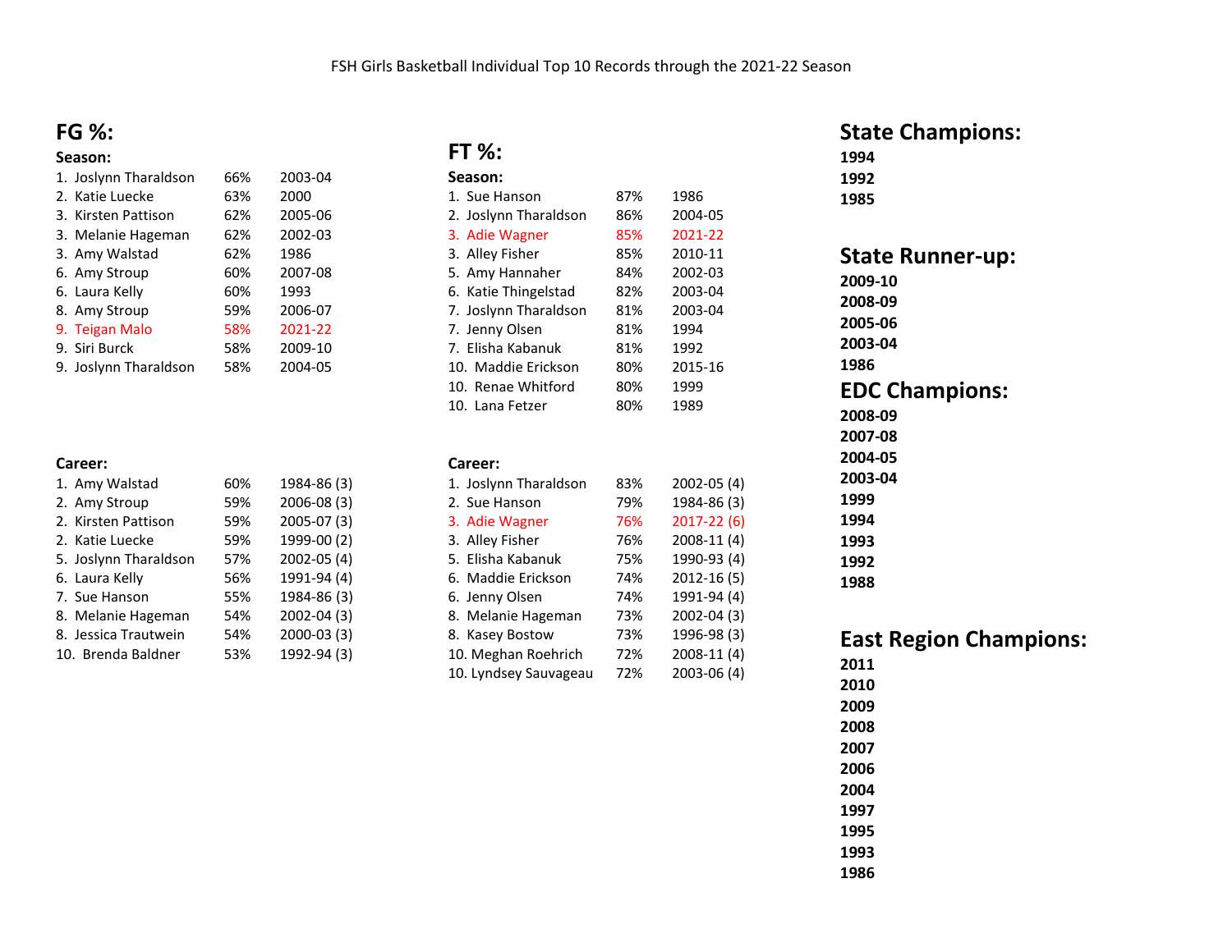FSH Girls Basketball Individual Top 10 Records through the 2021-22 Season

## FG %:

### Season:

| | | |
|---|---|---|
| 1. Joslynn Tharaldson | 66% | 2003-04 |
| 2. Katie Luecke | 63% | 2000 |
| 3. Kirsten Pattison | 62% | 2005-06 |
| 3. Melanie Hageman | 62% | 2002-03 |
| 3. Amy Walstad | 62% | 1986 |
| 6. Amy Stroup | 60% | 2007-08 |
| 6. Laura Kelly | 60% | 1993 |
| 8. Amy Stroup | 59% | 2006-07 |
| 9. Teigan Malo | 58% | 2021-22 |
| 9. Siri Burck | 58% | 2009-10 |
| 9. Joslynn Tharaldson | 58% | 2004-05 |

### Career:

| | | |
|---|---|---|
| 1. Amy Walstad | 60% | 1984-86 (3) |
| 2. Amy Stroup | 59% | 2006-08 (3) |
| 2. Kirsten Pattison | 59% | 2005-07 (3) |
| 2. Katie Luecke | 59% | 1999-00 (2) |
| 5. Joslynn Tharaldson | 57% | 2002-05 (4) |
| 6. Laura Kelly | 56% | 1991-94 (4) |
| 7. Sue Hanson | 55% | 1984-86 (3) |
| 8. Melanie Hageman | 54% | 2002-04 (3) |
| 8. Jessica Trautwein | 54% | 2000-03 (3) |
| 10. Brenda Baldner | 53% | 1992-94 (3) |

## FT %:

### Season:

| | | |
|---|---|---|
| 1. Sue Hanson | 87% | 1986 |
| 2. Joslynn Tharaldson | 86% | 2004-05 |
| 3. Adie Wagner | 85% | 2021-22 |
| 3. Alley Fisher | 85% | 2010-11 |
| 5. Amy Hannaher | 84% | 2002-03 |
| 6. Katie Thingelstad | 82% | 2003-04 |
| 7. Joslynn Tharaldson | 81% | 2003-04 |
| 7. Jenny Olsen | 81% | 1994 |
| 7. Elisha Kabanuk | 81% | 1992 |
| 10. Maddie Erickson | 80% | 2015-16 |
| 10. Renae Whitford | 80% | 1999 |
| 10. Lana Fetzer | 80% | 1989 |

### Career:

| | | |
|---|---|---|
| 1. Joslynn Tharaldson | 83% | 2002-05 (4) |
| 2. Sue Hanson | 79% | 1984-86 (3) |
| 3. Adie Wagner | 76% | 2017-22 (6) |
| 3. Alley Fisher | 76% | 2008-11 (4) |
| 5. Elisha Kabanuk | 75% | 1990-93 (4) |
| 6. Maddie Erickson | 74% | 2012-16 (5) |
| 6. Jenny Olsen | 74% | 1991-94 (4) |
| 8. Melanie Hageman | 73% | 2002-04 (3) |
| 8. Kasey Bostow | 73% | 1996-98 (3) |
| 10. Meghan Roehrich | 72% | 2008-11 (4) |
| 10. Lyndsey Sauvageau | 72% | 2003-06 (4) |

## State Champions:

**1994**
**1992**
**1985**

## State Runner-up:

**2009-10**
**2008-09**
**2005-06**
**2003-04**
**1986**

## EDC Champions:

**2008-09**
**2007-08**
**2004-05**
**2003-04**
**1999**
**1994**
**1993**
**1992**
**1988**

## East Region Champions:

**2011**
**2010**
**2009**
**2008**
**2007**
**2006**
**2004**
**1997**
**1995**
**1993**
**1986**